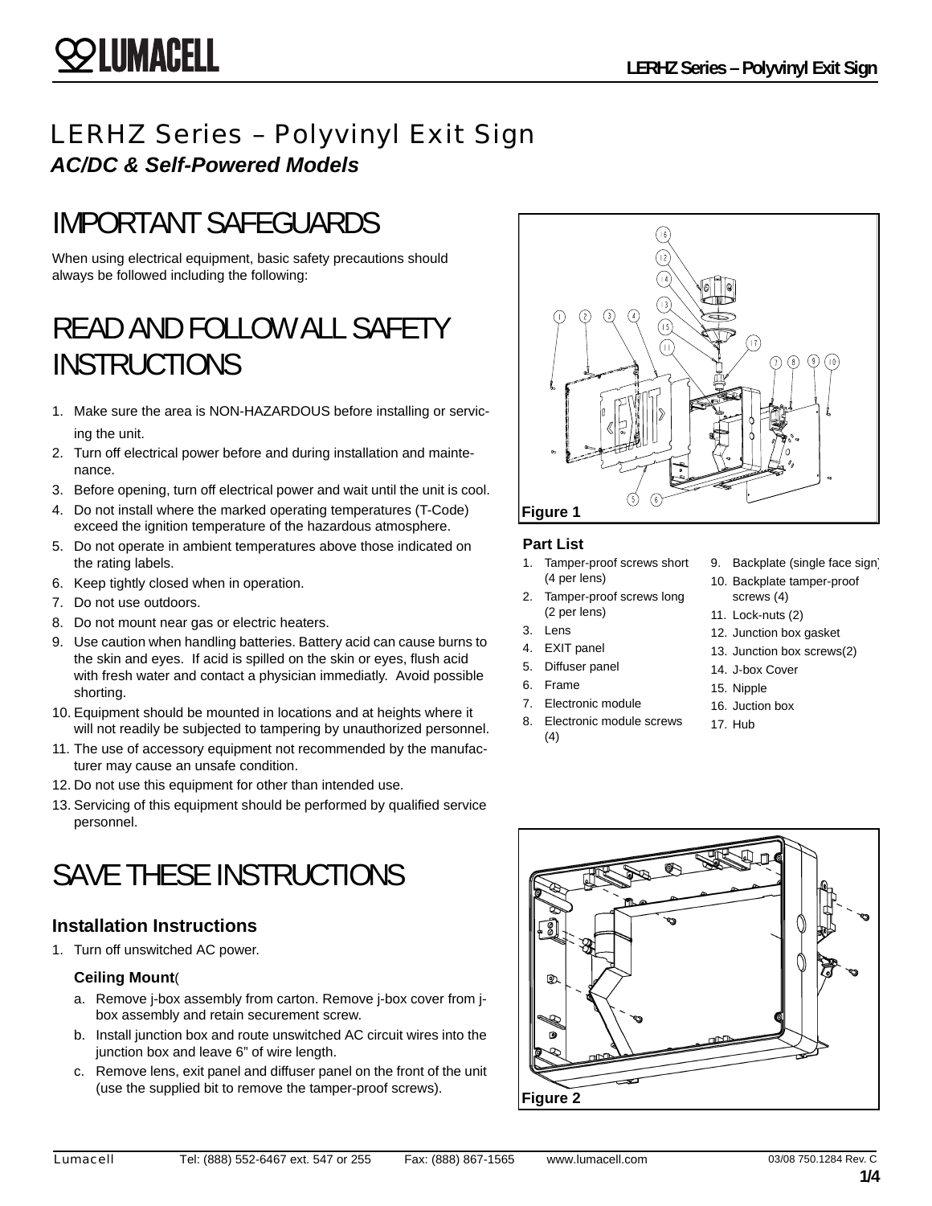# LERHZ Series – Polyvinyl Exit Sign

***AC/DC & Self-Powered Models***

# IMPORTANT SAFEGUARDS

When using electrical equipment, basic safety precautions should always be followed including the following:

# READ AND FOLLOW ALL SAFETY INSTRUCTIONS

1. Make sure the area is NON-HAZARDOUS before installing or servicing the unit.
2. Turn off electrical power before and during installation and maintenance.
3. Before opening, turn off electrical power and wait until the unit is cool.
4. Do not install where the marked operating temperatures (T-Code) exceed the ignition temperature of the hazardous atmosphere.
5. Do not operate in ambient temperatures above those indicated on the rating labels.
6. Keep tightly closed when in operation.
7. Do not use outdoors.
8. Do not mount near gas or electric heaters.
9. Use caution when handling batteries. Battery acid can cause burns to the skin and eyes. If acid is spilled on the skin or eyes, flush acid with fresh water and contact a physician immediatly. Avoid possible shorting.
10. Equipment should be mounted in locations and at heights where it will not readily be subjected to tampering by unauthorized personnel.
11. The use of accessory equipment not recommended by the manufacturer may cause an unsafe condition.
12. Do not use this equipment for other than intended use.
13. Servicing of this equipment should be performed by qualified service personnel.

# SAVE THESE INSTRUCTIONS

### Installation Instructions

1. Turn off unswitched AC power.

   **Ceiling Mount**(

   a. Remove j-box assembly from carton. Remove j-box cover from j-box assembly and retain securement screw.
   b. Install junction box and route unswitched AC circuit wires into the junction box and leave 6" of wire length.
   c. Remove lens, exit panel and diffuser panel on the front of the unit (use the supplied bit to remove the tamper-proof screws).

**Figure 1**

**Part List**

1. Tamper-proof screws short (4 per lens)
2. Tamper-proof screws long (2 per lens)
3. Lens
4. EXIT panel
5. Diffuser panel
6. Frame
7. Electronic module
8. Electronic module screws (4)
9. Backplate (single face sign)
10. Backplate tamper-proof screws (4)
11. Lock-nuts (2)
12. Junction box gasket
13. Junction box screws(2)
14. J-box Cover
15. Nipple
16. Juction box
17. Hub

**Figure 2**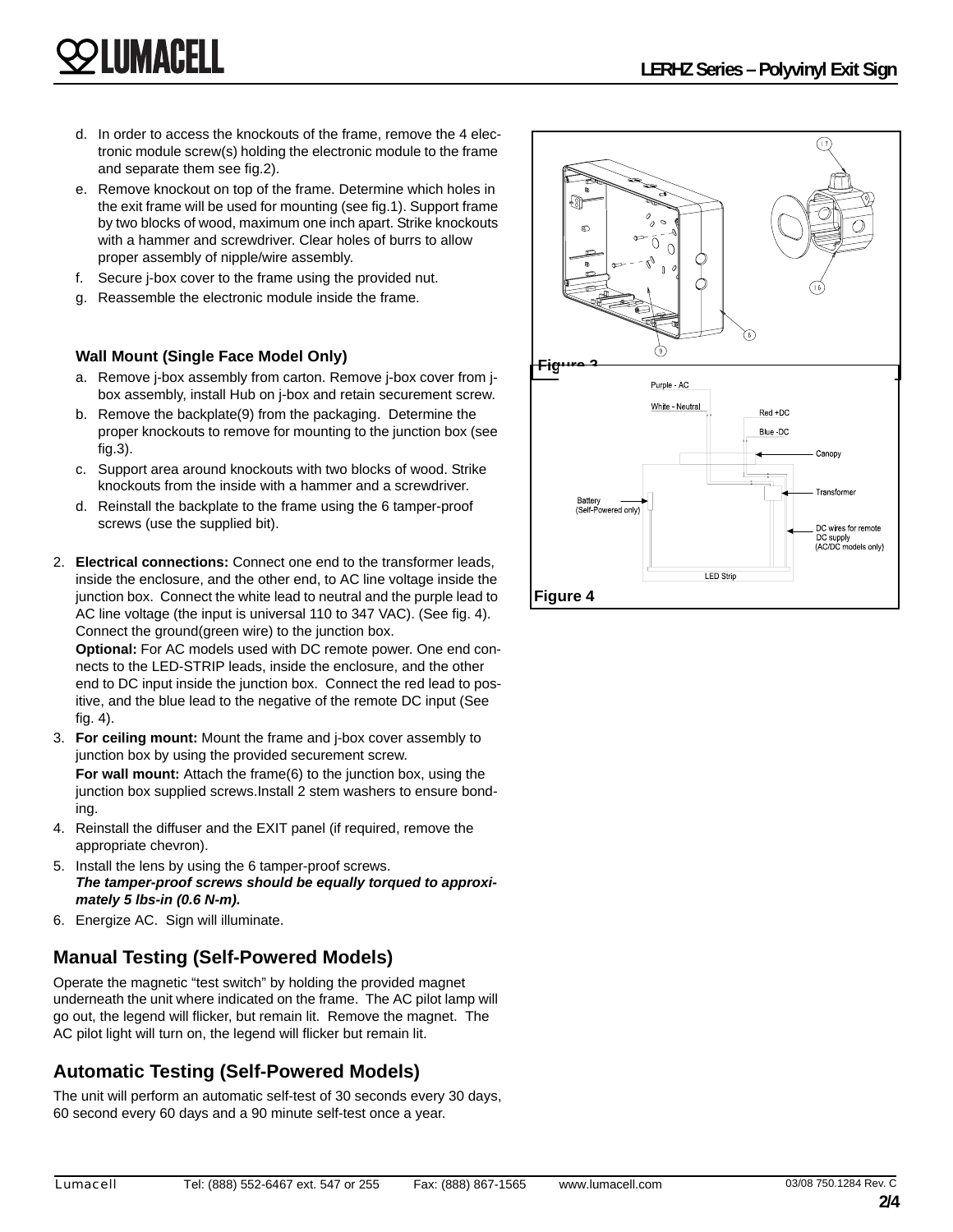d. In order to access the knockouts of the frame, remove the 4 electronic module screw(s) holding the electronic module to the frame and separate them see fig.2).
e. Remove knockout on top of the frame. Determine which holes in the exit frame will be used for mounting (see fig.1). Support frame by two blocks of wood, maximum one inch apart. Strike knockouts with a hammer and screwdriver. Clear holes of burrs to allow proper assembly of nipple/wire assembly.
f. Secure j-box cover to the frame using the provided nut.
g. Reassemble the electronic module inside the frame.

**Wall Mount (Single Face Model Only)**

a. Remove j-box assembly from carton. Remove j-box cover from j-box assembly, install Hub on j-box and retain securement screw.
b. Remove the backplate(9) from the packaging. Determine the proper knockouts to remove for mounting to the junction box (see fig.3).
c. Support area around knockouts with two blocks of wood. Strike knockouts from the inside with a hammer and a screwdriver.
d. Reinstall the backplate to the frame using the 6 tamper-proof screws (use the supplied bit).

2. **Electrical connections:** Connect one end to the transformer leads, inside the enclosure, and the other end, to AC line voltage inside the junction box. Connect the white lead to neutral and the purple lead to AC line voltage (the input is universal 110 to 347 VAC). (See fig. 4). Connect the ground(green wire) to the junction box.
   **Optional:** For AC models used with DC remote power. One end connects to the LED-STRIP leads, inside the enclosure, and the other end to DC input inside the junction box. Connect the red lead to positive, and the blue lead to the negative of the remote DC input (See fig. 4).
3. **For ceiling mount:** Mount the frame and j-box cover assembly to junction box by using the provided securement screw.
   **For wall mount:** Attach the frame(6) to the junction box, using the junction box supplied screws.Install 2 stem washers to ensure bonding.
4. Reinstall the diffuser and the EXIT panel (if required, remove the appropriate chevron).
5. Install the lens by using the 6 tamper-proof screws.
   ***The tamper-proof screws should be equally torqued to approximately 5 lbs-in (0.6 N-m).***
6. Energize AC. Sign will illuminate.

## Manual Testing (Self-Powered Models)

Operate the magnetic “test switch” by holding the provided magnet underneath the unit where indicated on the frame. The AC pilot lamp will go out, the legend will flicker, but remain lit. Remove the magnet. The AC pilot light will turn on, the legend will flicker but remain lit.

## Automatic Testing (Self-Powered Models)

The unit will perform an automatic self-test of 30 seconds every 30 days, 60 second every 60 days and a 90 minute self-test once a year.

Figure 3

Purple - AC
White - Neutral
Red +DC
Blue -DC
Canopy
Transformer
Battery (Self-Powered only)
DC wires for remote DC supply (AC/DC models only)
LED Strip

Figure 4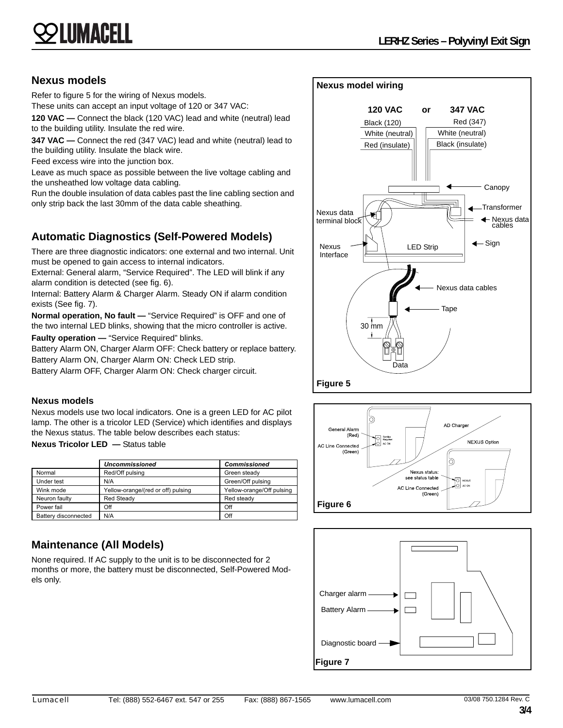## Nexus models

Refer to figure 5 for the wiring of Nexus models.

These units can accept an input voltage of 120 or 347 VAC:

**120 VAC —** Connect the black (120 VAC) lead and white (neutral) lead to the building utility. Insulate the red wire.

**347 VAC —** Connect the red (347 VAC) lead and white (neutral) lead to the building utility. Insulate the black wire.

Feed excess wire into the junction box.

Leave as much space as possible between the live voltage cabling and the unsheathed low voltage data cabling.

Run the double insulation of data cables past the line cabling section and only strip back the last 30mm of the data cable sheathing.

## Automatic Diagnostics (Self-Powered Models)

There are three diagnostic indicators: one external and two internal. Unit must be opened to gain access to internal indicators.

External: General alarm, "Service Required". The LED will blink if any alarm condition is detected (see fig. 6).

Internal: Battery Alarm & Charger Alarm. Steady ON if alarm condition exists (See fig. 7).

**Normal operation, No fault —** "Service Required" is OFF and one of the two internal LED blinks, showing that the micro controller is active.

**Faulty operation —** "Service Required" blinks.

Battery Alarm ON, Charger Alarm OFF: Check battery or replace battery.

Battery Alarm ON, Charger Alarm ON: Check LED strip.

Battery Alarm OFF, Charger Alarm ON: Check charger circuit.

### Nexus models

Nexus models use two local indicators. One is a green LED for AC pilot lamp. The other is a tricolor LED (Service) which identifies and displays the Nexus status. The table below describes each status:

**Nexus Tricolor LED —** Status table

| | *Uncommissioned* | *Commissioned* |
|---|---|---|
| Normal | Red/Off pulsing | Green steady |
| Under test | N/A | Green/Off pulsing |
| Wink mode | Yellow-orange/(red or off) pulsing | Yellow-orange/Off pulsing |
| Neuron faulty | Red Steady | Red steady |
| Power fail | Off | Off |
| Battery disconnected | N/A | Off |

## Maintenance (All Models)

None required. If AC supply to the unit is to be disconnected for 2 months or more, the battery must be disconnected, Self-Powered Models only.

**Nexus model wiring**

120 VAC or 347 VAC

Black (120) / White (neutral) / Red (insulate) — Red (347) / White (neutral) / Black (insulate)

Canopy, Transformer, Nexus data terminal block, Nexus data cables, Sign, Nexus Interface, LED Strip, Nexus data cables, Tape, 30 mm, Data

**Figure 5**

General Alarm (Red), AC Line Connected (Green), AD Charger, NEXUS Option, Nexus status: see status table, AC Line Connected (Green)

**Figure 6**

Charger alarm, Battery Alarm, Diagnostic board

**Figure 7**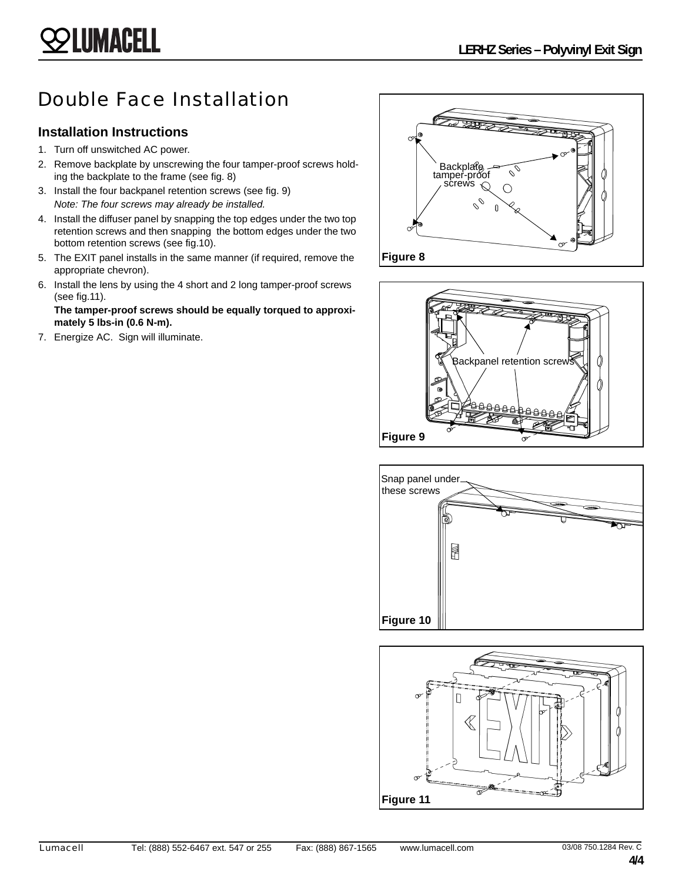# Double Face Installation

## Installation Instructions

1. Turn off unswitched AC power.
2. Remove backplate by unscrewing the four tamper-proof screws holding the backplate to the frame (see fig. 8)
3. Install the four backpanel retention screws (see fig. 9)
   *Note: The four screws may already be installed.*
4. Install the diffuser panel by snapping the top edges under the two top retention screws and then snapping the bottom edges under the two bottom retention screws (see fig.10).
5. The EXIT panel installs in the same manner (if required, remove the appropriate chevron).
6. Install the lens by using the 4 short and 2 long tamper-proof screws (see fig.11).
   **The tamper-proof screws should be equally torqued to approximately 5 lbs-in (0.6 N-m).**
7. Energize AC. Sign will illuminate.

Backplate tamper-proof screws

Figure 8

Backpanel retention screws

Figure 9

Snap panel under these screws

Figure 10

Figure 11